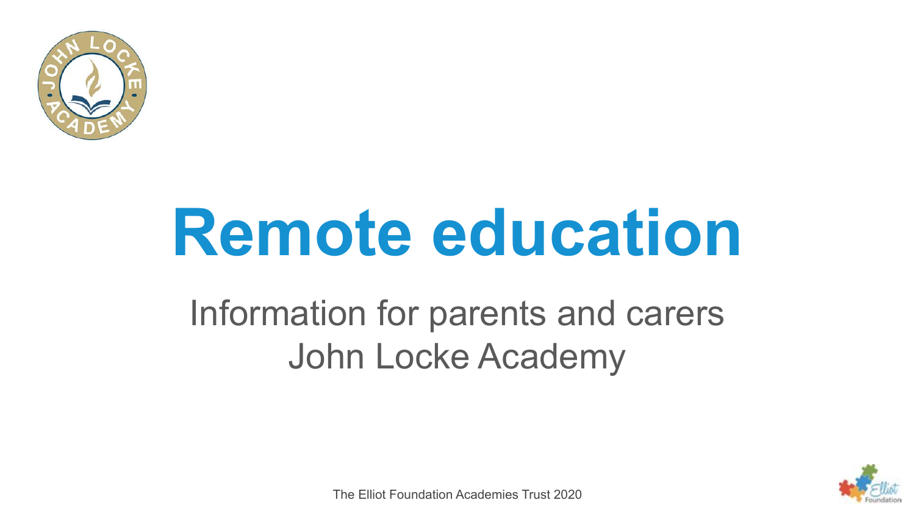# Remote education

Information for parents and carers
John Locke Academy

The Elliot Foundation Academies Trust 2020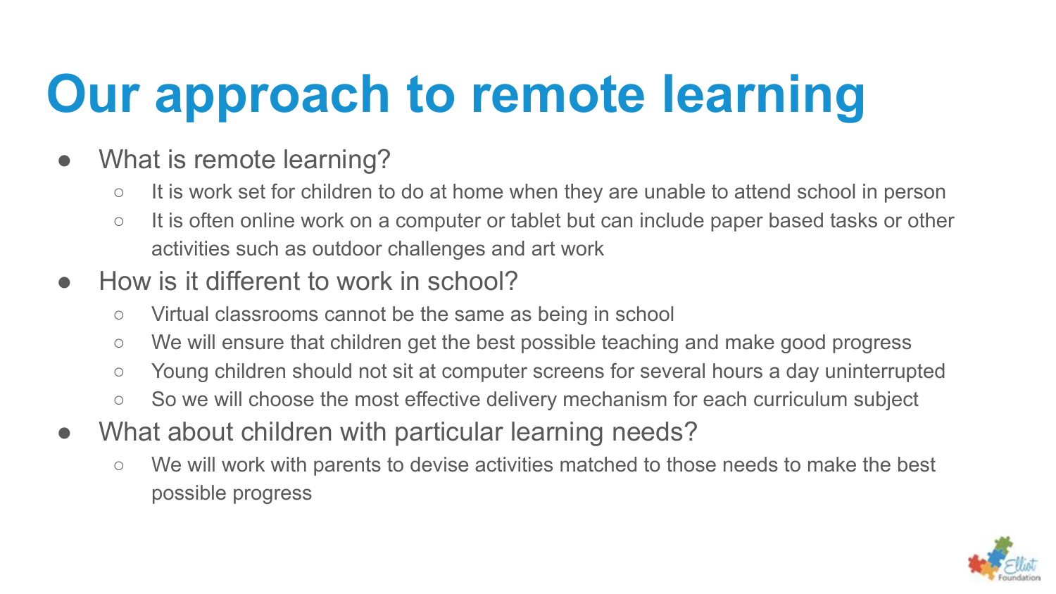# Our approach to remote learning

- What is remote learning?
  - It is work set for children to do at home when they are unable to attend school in person
  - It is often online work on a computer or tablet but can include paper based tasks or other activities such as outdoor challenges and art work
- How is it different to work in school?
  - Virtual classrooms cannot be the same as being in school
  - We will ensure that children get the best possible teaching and make good progress
  - Young children should not sit at computer screens for several hours a day uninterrupted
  - So we will choose the most effective delivery mechanism for each curriculum subject
- What about children with particular learning needs?
  - We will work with parents to devise activities matched to those needs to make the best possible progress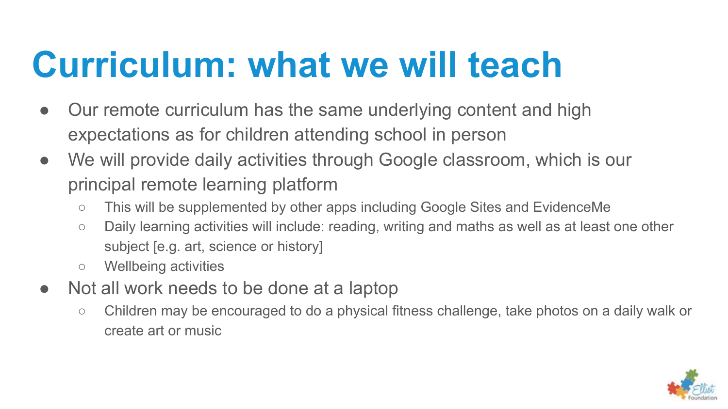# Curriculum: what we will teach

- Our remote curriculum has the same underlying content and high expectations as for children attending school in person
- We will provide daily activities through Google classroom, which is our principal remote learning platform
  - This will be supplemented by other apps including Google Sites and EvidenceMe
  - Daily learning activities will include: reading, writing and maths as well as at least one other subject [e.g. art, science or history]
  - Wellbeing activities
- Not all work needs to be done at a laptop
  - Children may be encouraged to do a physical fitness challenge, take photos on a daily walk or create art or music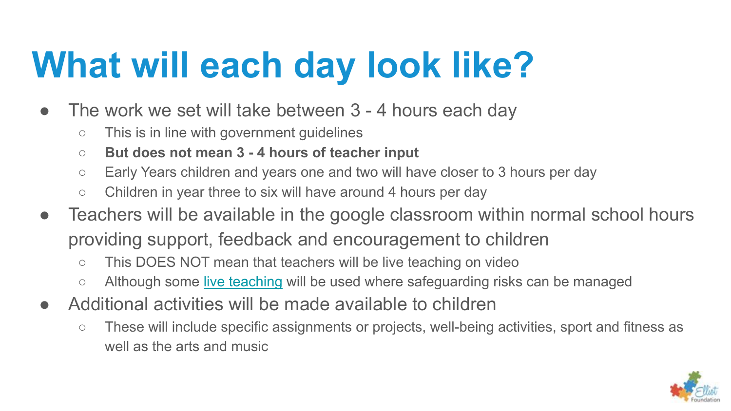# What will each day look like?

- The work we set will take between 3 - 4 hours each day
  - This is in line with government guidelines
  - **But does not mean 3 - 4 hours of teacher input**
  - Early Years children and years one and two will have closer to 3 hours per day
  - Children in year three to six will have around 4 hours per day
- Teachers will be available in the google classroom within normal school hours providing support, feedback and encouragement to children
  - This DOES NOT mean that teachers will be live teaching on video
  - Although some live teaching will be used where safeguarding risks can be managed
- Additional activities will be made available to children
  - These will include specific assignments or projects, well-being activities, sport and fitness as well as the arts and music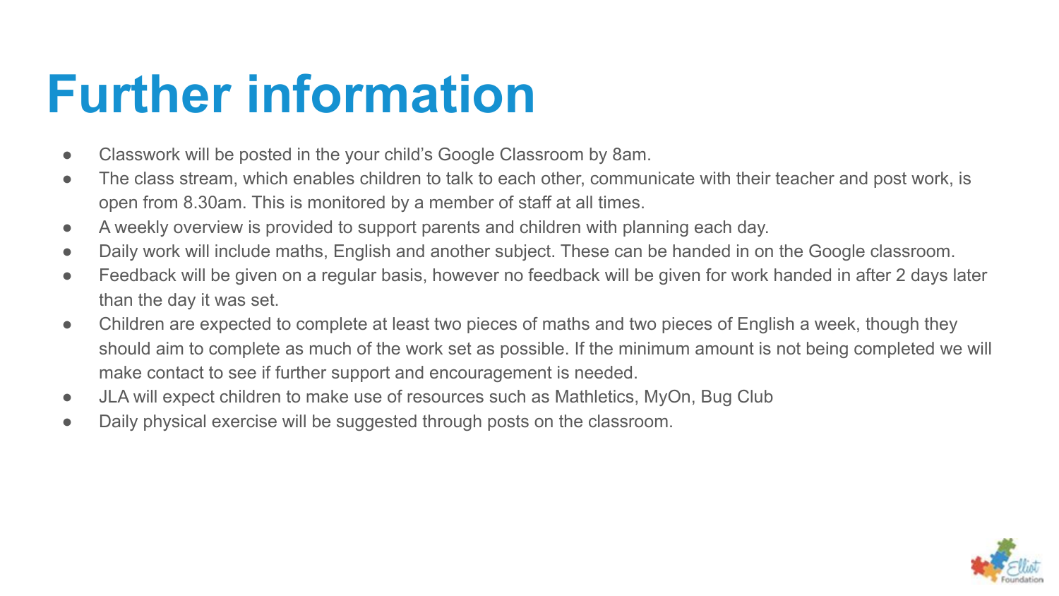# Further information

- Classwork will be posted in the your child's Google Classroom by 8am.
- The class stream, which enables children to talk to each other, communicate with their teacher and post work, is open from 8.30am. This is monitored by a member of staff at all times.
- A weekly overview is provided to support parents and children with planning each day.
- Daily work will include maths, English and another subject. These can be handed in on the Google classroom.
- Feedback will be given on a regular basis, however no feedback will be given for work handed in after 2 days later than the day it was set.
- Children are expected to complete at least two pieces of maths and two pieces of English a week, though they should aim to complete as much of the work set as possible. If the minimum amount is not being completed we will make contact to see if further support and encouragement is needed.
- JLA will expect children to make use of resources such as Mathletics, MyOn, Bug Club
- Daily physical exercise will be suggested through posts on the classroom.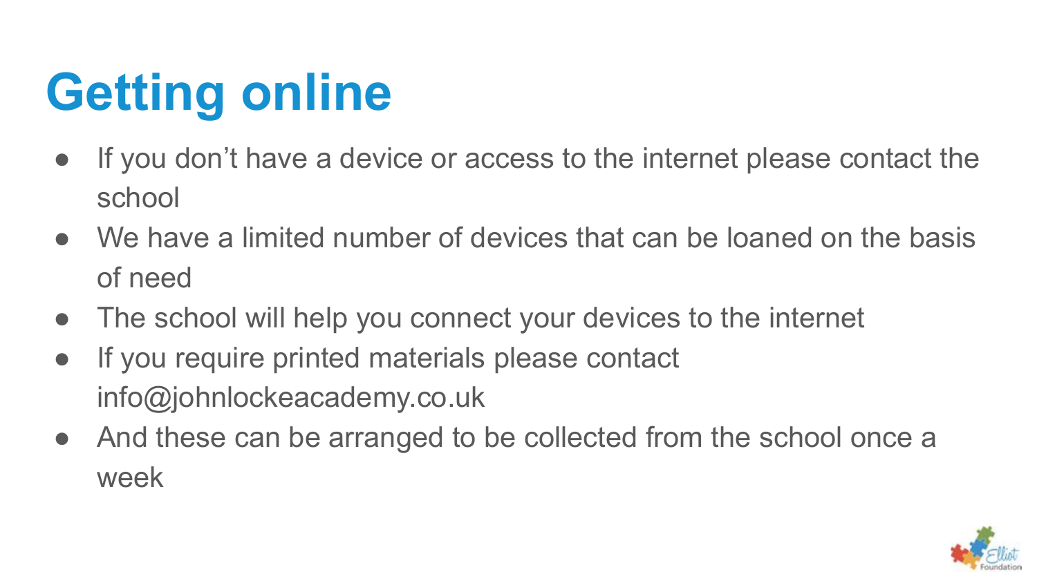# Getting online

- If you don't have a device or access to the internet please contact the school
- We have a limited number of devices that can be loaned on the basis of need
- The school will help you connect your devices to the internet
- If you require printed materials please contact info@johnlockeacademy.co.uk
- And these can be arranged to be collected from the school once a week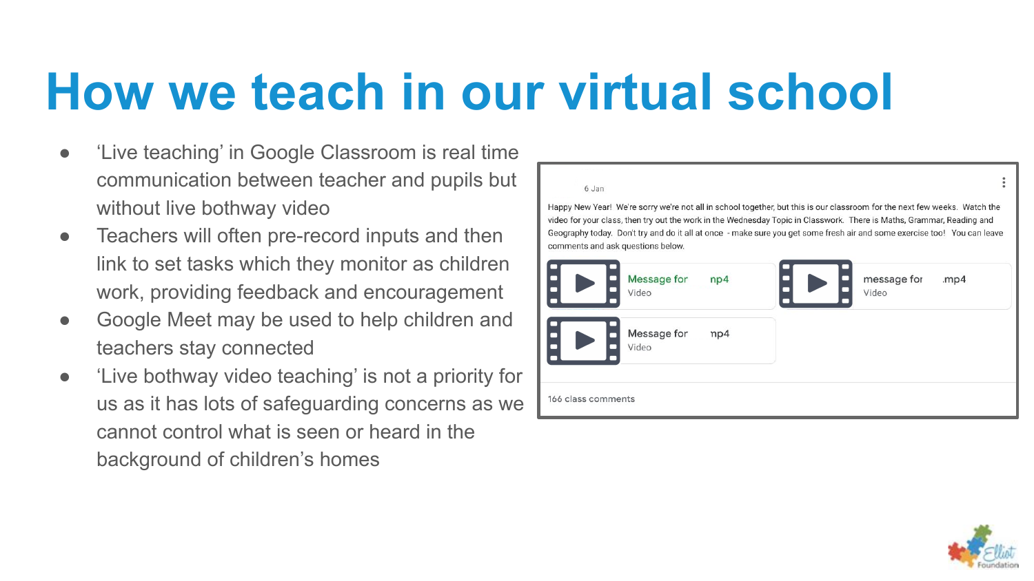# How we teach in our virtual school

- 'Live teaching' in Google Classroom is real time communication between teacher and pupils but without live bothway video
- Teachers will often pre-record inputs and then link to set tasks which they monitor as children work, providing feedback and encouragement
- Google Meet may be used to help children and teachers stay connected
- 'Live bothway video teaching' is not a priority for us as it has lots of safeguarding concerns as we cannot control what is seen or heard in the background of children's homes

6 Jan

Happy New Year! We're sorry we're not all in school together, but this is our classroom for the next few weeks. Watch the video for your class, then try out the work in the Wednesday Topic in Classwork. There is Maths, Grammar, Reading and Geography today. Don't try and do it all at once - make sure you get some fresh air and some exercise too! You can leave comments and ask questions below.

Message for np4
Video

message for .mp4
Video

Message for np4
Video

166 class comments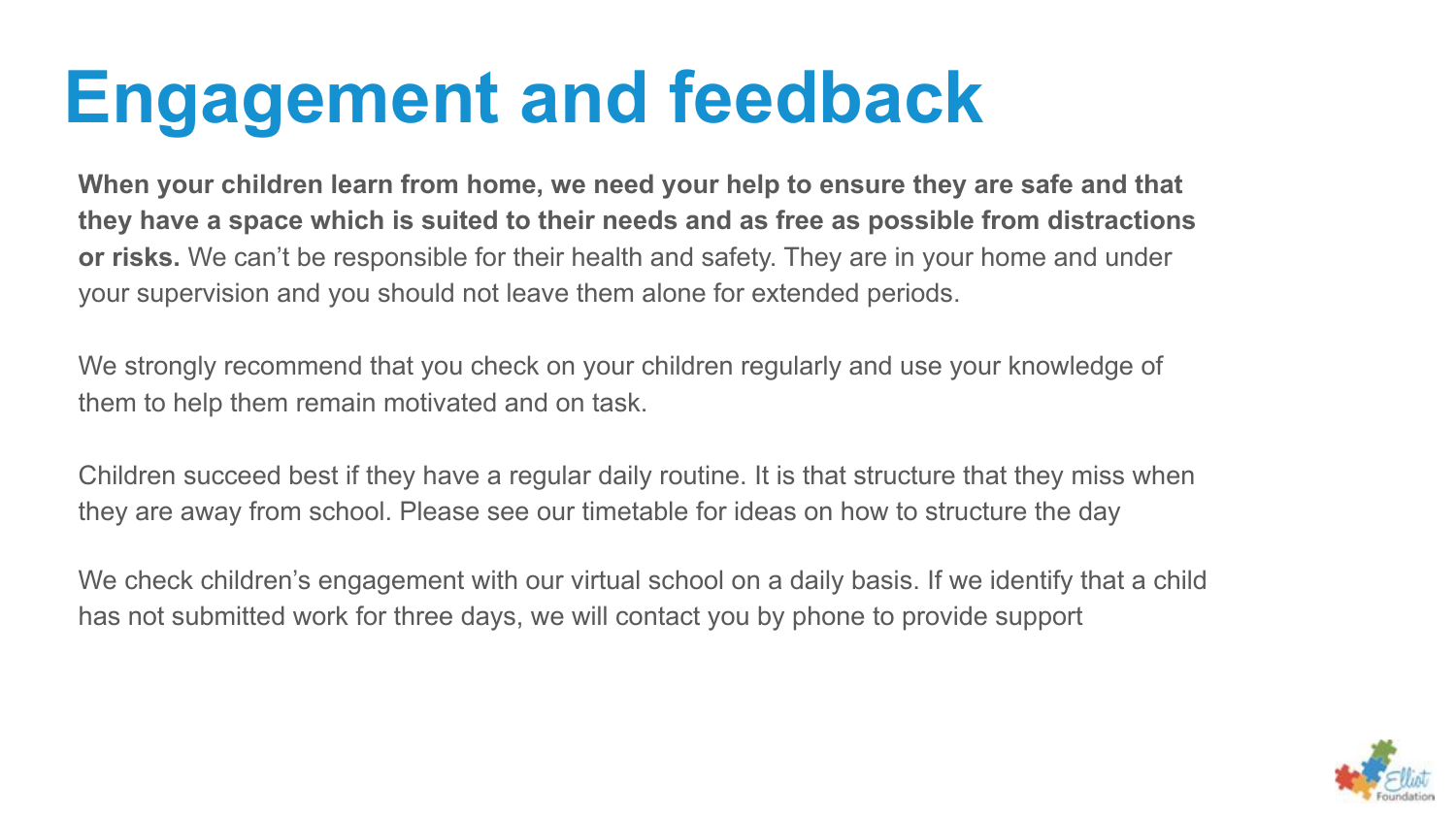# Engagement and feedback

**When your children learn from home, we need your help to ensure they are safe and that they have a space which is suited to their needs and as free as possible from distractions or risks.** We can't be responsible for their health and safety. They are in your home and under your supervision and you should not leave them alone for extended periods.

We strongly recommend that you check on your children regularly and use your knowledge of them to help them remain motivated and on task.

Children succeed best if they have a regular daily routine. It is that structure that they miss when they are away from school. Please see our timetable for ideas on how to structure the day

We check children's engagement with our virtual school on a daily basis. If we identify that a child has not submitted work for three days, we will contact you by phone to provide support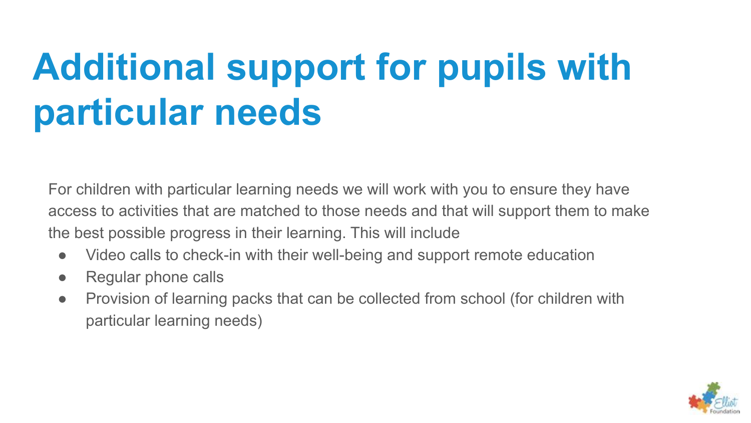# Additional support for pupils with particular needs

For children with particular learning needs we will work with you to ensure they have access to activities that are matched to those needs and that will support them to make the best possible progress in their learning. This will include

- Video calls to check-in with their well-being and support remote education
- Regular phone calls
- Provision of learning packs that can be collected from school (for children with particular learning needs)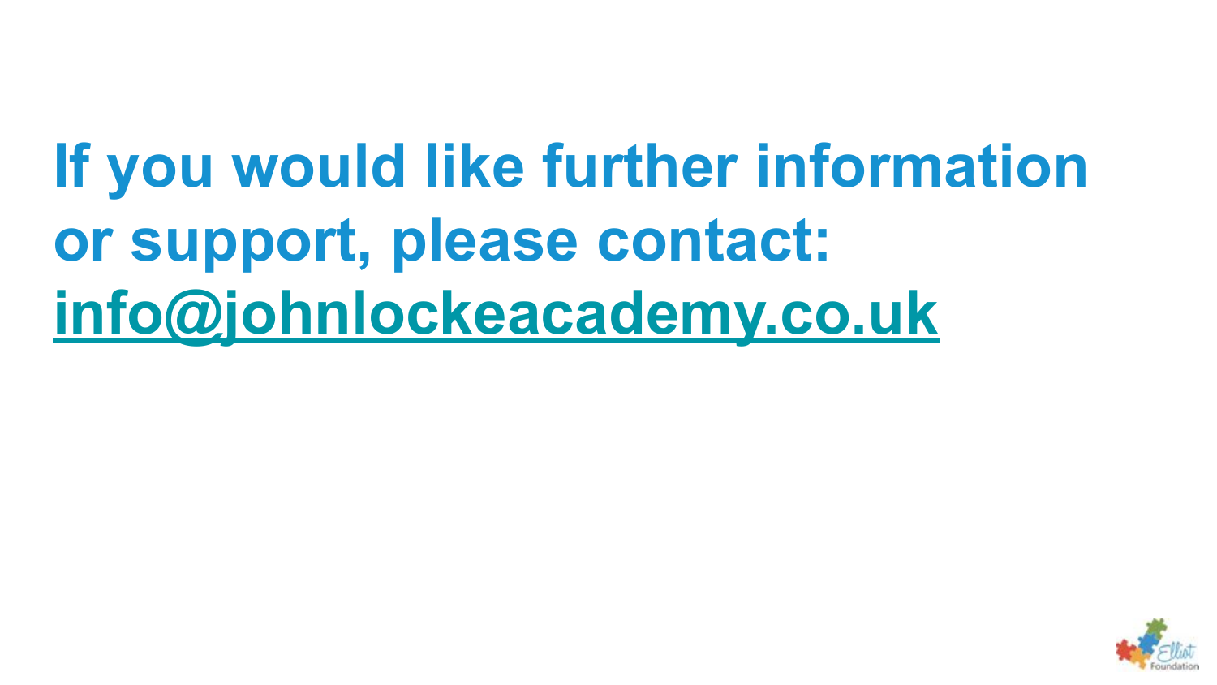**If you would like further information or support, please contact: info@johnlockeacademy.co.uk**